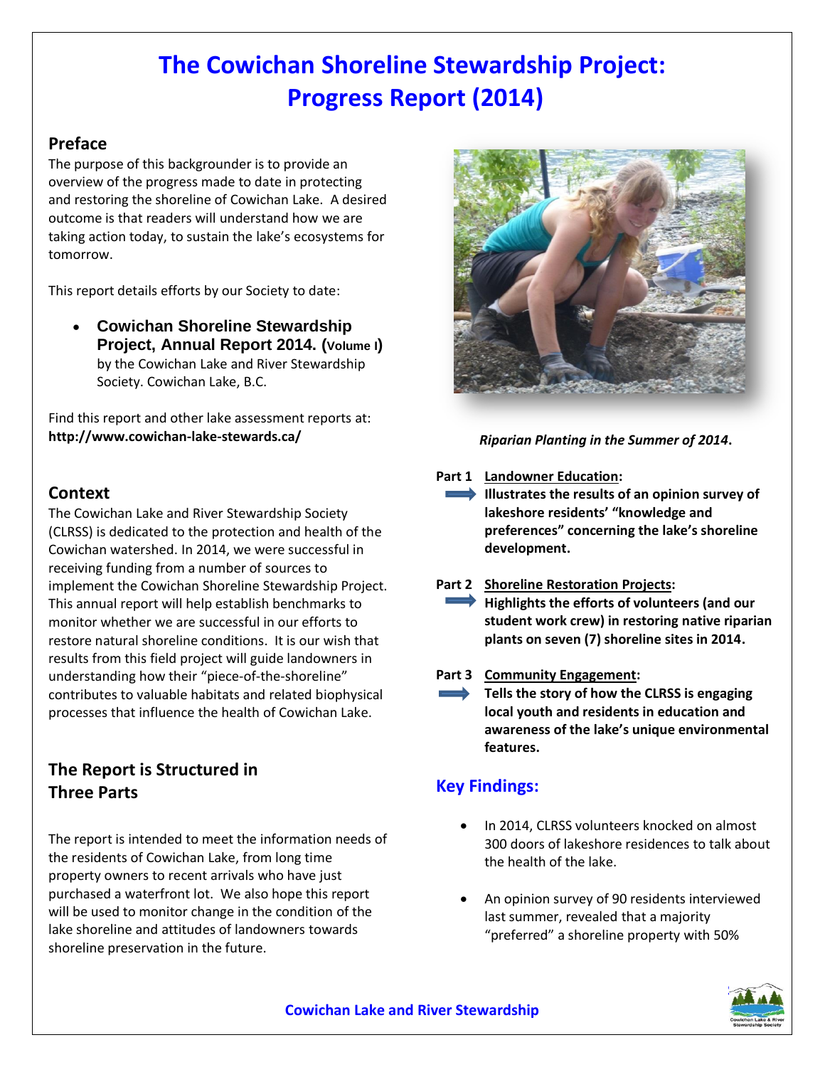# The Cowichan Shoreline Stewardship Project: Progress Report (2014)

## Preface

The purpose of this backgrounder is to provide an overview of the progress made to date in protecting and restoring the shoreline of Cowichan Lake. A desired outcome is that readers will understand how we are taking action today, to sustain the lake's ecosystems for tomorrow.

This report details efforts by our Society to date:

- **Cowichan Shoreline Stewardship Project, Annual Report 2014. (Volume I)** by the Cowichan Lake and River Stewardship Society. Cowichan Lake, B.C.

Find this report and other lake assessment reports at: **http://www.cowichan-lake-stewards.ca/**

## Context

The Cowichan Lake and River Stewardship Society (CLRSS) is dedicated to the protection and health of the Cowichan watershed. In 2014, we were successful in receiving funding from a number of sources to implement the Cowichan Shoreline Stewardship Project. This annual report will help establish benchmarks to monitor whether we are successful in our efforts to restore natural shoreline conditions. It is our wish that results from this field project will guide landowners in understanding how their "piece-of-the-shoreline" contributes to valuable habitats and related biophysical processes that influence the health of Cowichan Lake.

## The Report is Structured in Three Parts

The report is intended to meet the information needs of the residents of Cowichan Lake, from long time property owners to recent arrivals who have just purchased a waterfront lot. We also hope this report will be used to monitor change in the condition of the lake shoreline and attitudes of landowners towards shoreline preservation in the future.

*Riparian Planting in the Summer of 2014.*

**Part 1 Landowner Education:**
**Illustrates the results of an opinion survey of lakeshore residents' "knowledge and preferences" concerning the lake's shoreline development.**

**Part 2 Shoreline Restoration Projects:**
**Highlights the efforts of volunteers (and our student work crew) in restoring native riparian plants on seven (7) shoreline sites in 2014.**

**Part 3 Community Engagement:**
**Tells the story of how the CLRSS is engaging local youth and residents in education and awareness of the lake's unique environmental features.**

## Key Findings:

- In 2014, CLRSS volunteers knocked on almost 300 doors of lakeshore residences to talk about the health of the lake.
- An opinion survey of 90 residents interviewed last summer, revealed that a majority "preferred" a shoreline property with 50%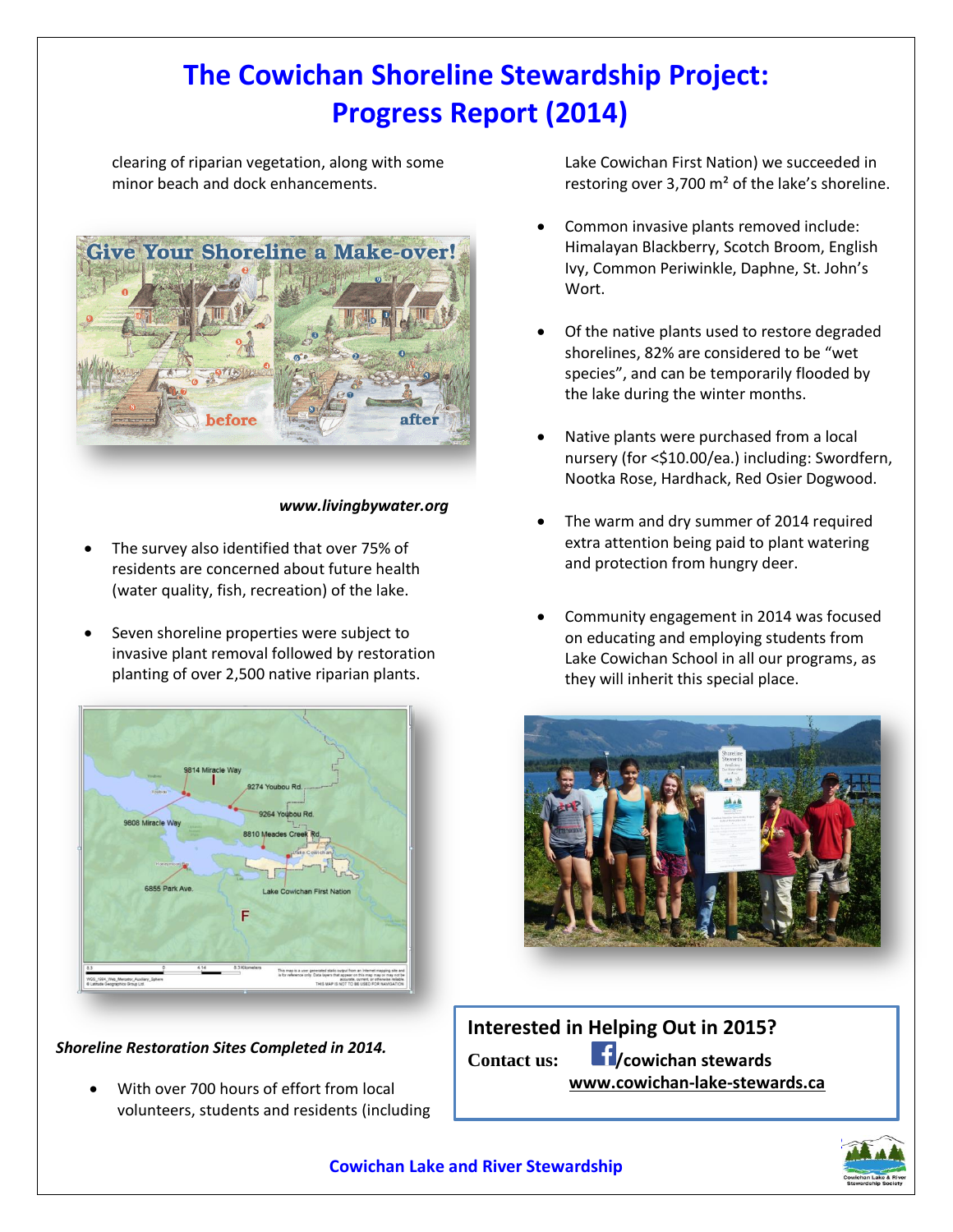# The Cowichan Shoreline Stewardship Project: Progress Report (2014)

clearing of riparian vegetation, along with some minor beach and dock enhancements.

***www.livingbywater.org***

- The survey also identified that over 75% of residents are concerned about future health (water quality, fish, recreation) of the lake.

- Seven shoreline properties were subject to invasive plant removal followed by restoration planting of over 2,500 native riparian plants.

***Shoreline Restoration Sites Completed in 2014.***

- With over 700 hours of effort from local volunteers, students and residents (including Lake Cowichan First Nation) we succeeded in restoring over 3,700 m² of the lake's shoreline.

- Common invasive plants removed include: Himalayan Blackberry, Scotch Broom, English Ivy, Common Periwinkle, Daphne, St. John's Wort.

- Of the native plants used to restore degraded shorelines, 82% are considered to be "wet species", and can be temporarily flooded by the lake during the winter months.

- Native plants were purchased from a local nursery (for <$10.00/ea.) including: Swordfern, Nootka Rose, Hardhack, Red Osier Dogwood.

- The warm and dry summer of 2014 required extra attention being paid to plant watering and protection from hungry deer.

- Community engagement in 2014 was focused on educating and employing students from Lake Cowichan School in all our programs, as they will inherit this special place.

## Interested in Helping Out in 2015?

**Contact us:** /cowichan stewards

**www.cowichan-lake-stewards.ca**

**Cowichan Lake and River Stewardship**